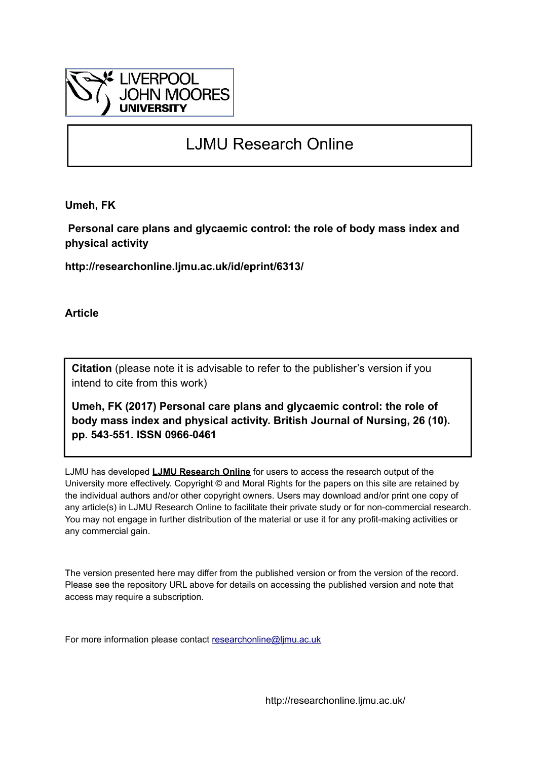LIVERPOOL JOHN MOORES UNIVERSITY

# LJMU Research Online

**Umeh, FK**

**Personal care plans and glycaemic control: the role of body mass index and physical activity**

**http://researchonline.ljmu.ac.uk/id/eprint/6313/**

**Article**

**Citation** (please note it is advisable to refer to the publisher's version if you intend to cite from this work)

**Umeh, FK (2017) Personal care plans and glycaemic control: the role of body mass index and physical activity. British Journal of Nursing, 26 (10). pp. 543-551. ISSN 0966-0461**

LJMU has developed **LJMU Research Online** for users to access the research output of the University more effectively. Copyright © and Moral Rights for the papers on this site are retained by the individual authors and/or other copyright owners. Users may download and/or print one copy of any article(s) in LJMU Research Online to facilitate their private study or for non-commercial research. You may not engage in further distribution of the material or use it for any profit-making activities or any commercial gain.

The version presented here may differ from the published version or from the version of the record. Please see the repository URL above for details on accessing the published version and note that access may require a subscription.

For more information please contact researchonline@ljmu.ac.uk

http://researchonline.ljmu.ac.uk/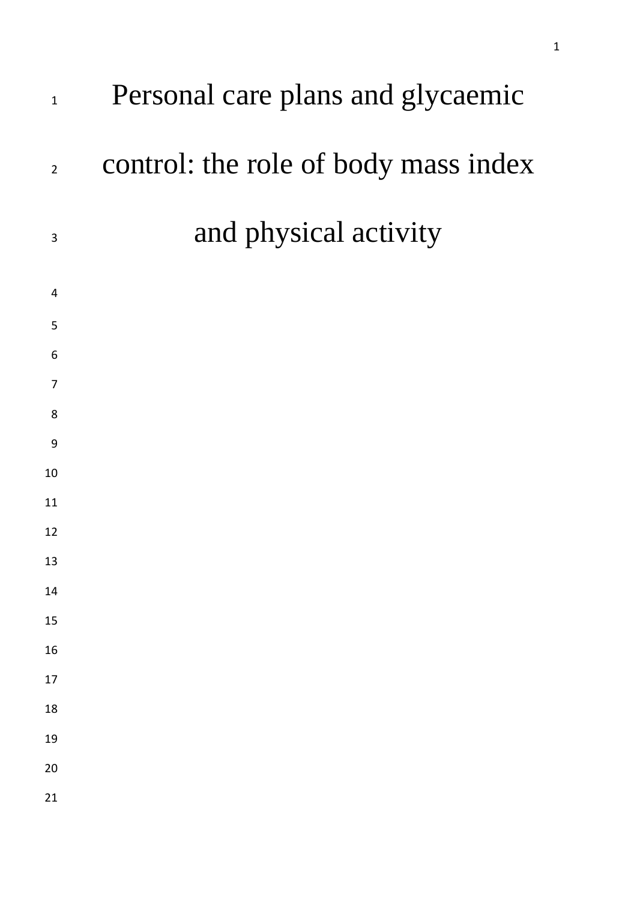# Personal care plans and glycaemic control: the role of body mass index and physical activity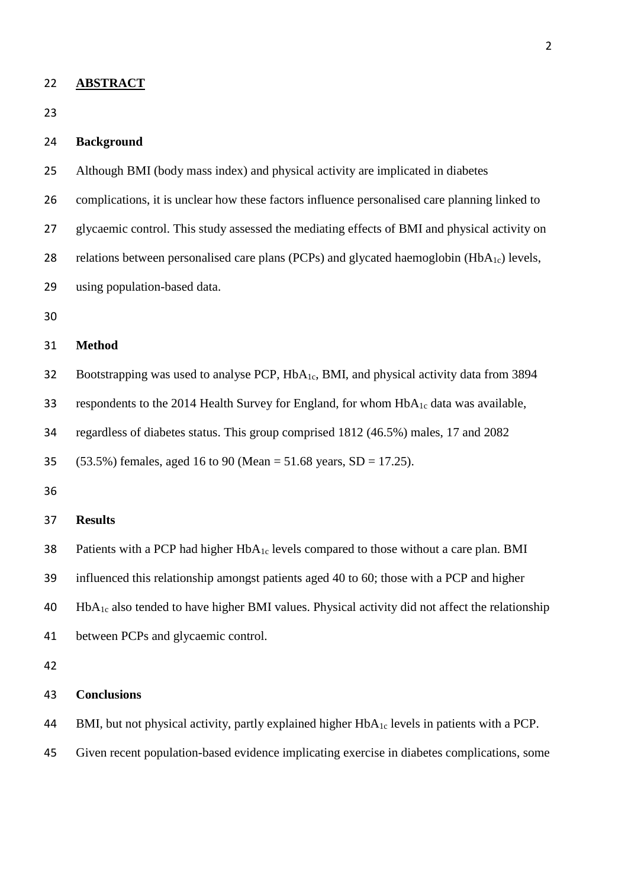## ABSTRACT

### Background

Although BMI (body mass index) and physical activity are implicated in diabetes complications, it is unclear how these factors influence personalised care planning linked to glycaemic control. This study assessed the mediating effects of BMI and physical activity on relations between personalised care plans (PCPs) and glycated haemoglobin ($HbA_{1c}$) levels, using population-based data.

### Method

Bootstrapping was used to analyse PCP, $HbA_{1c}$, BMI, and physical activity data from 3894 respondents to the 2014 Health Survey for England, for whom $HbA_{1c}$ data was available, regardless of diabetes status. This group comprised 1812 (46.5%) males, 17 and 2082 (53.5%) females, aged 16 to 90 (Mean = 51.68 years, SD = 17.25).

### Results

Patients with a PCP had higher $HbA_{1c}$ levels compared to those without a care plan. BMI influenced this relationship amongst patients aged 40 to 60; those with a PCP and higher $HbA_{1c}$ also tended to have higher BMI values. Physical activity did not affect the relationship between PCPs and glycaemic control.

### Conclusions

BMI, but not physical activity, partly explained higher $HbA_{1c}$ levels in patients with a PCP. Given recent population-based evidence implicating exercise in diabetes complications, some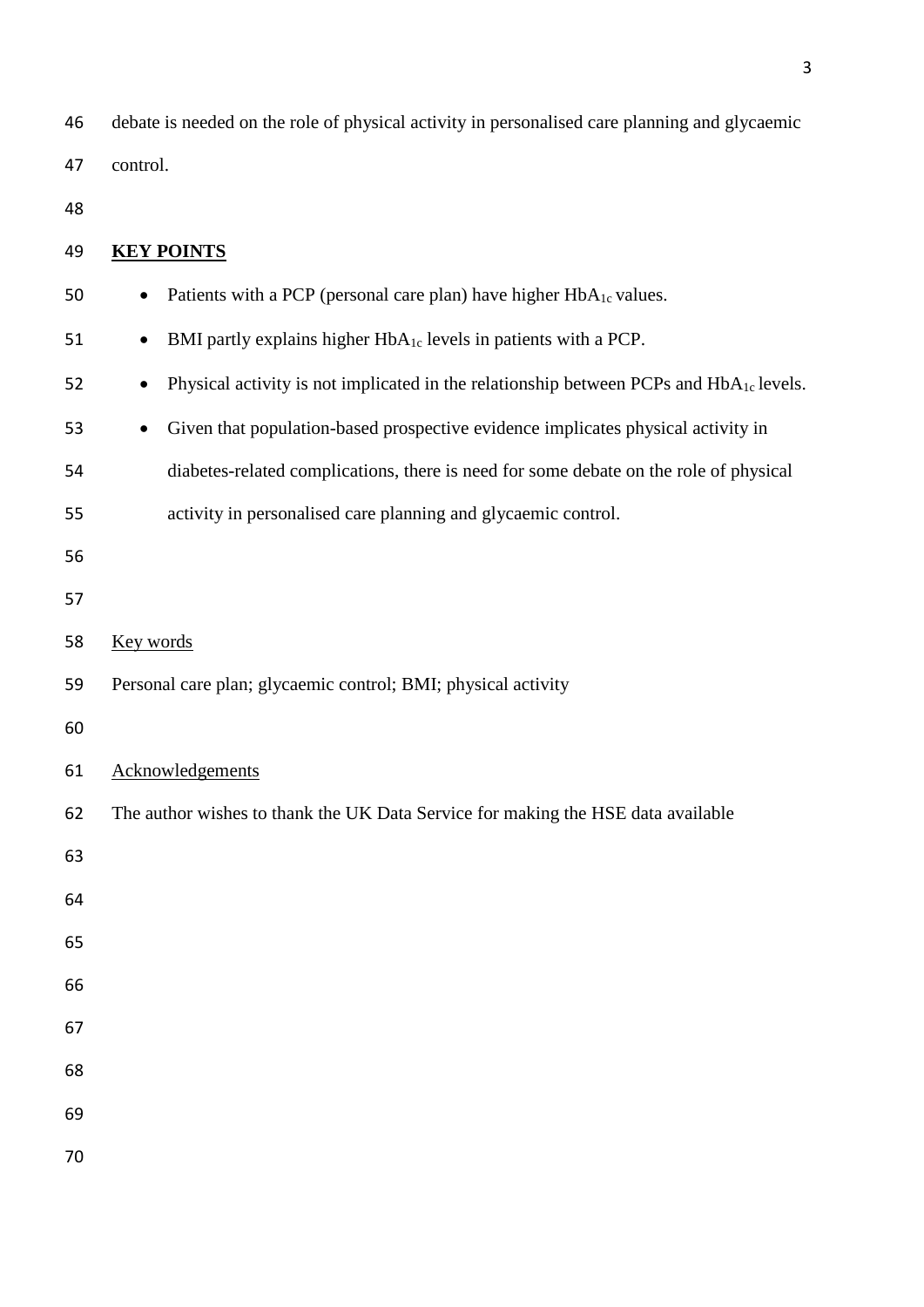debate is needed on the role of physical activity in personalised care planning and glycaemic control.

## KEY POINTS

- Patients with a PCP (personal care plan) have higher $HbA_{1c}$ values.
- BMI partly explains higher $HbA_{1c}$ levels in patients with a PCP.
- Physical activity is not implicated in the relationship between PCPs and $HbA_{1c}$ levels.
- Given that population-based prospective evidence implicates physical activity in diabetes-related complications, there is need for some debate on the role of physical activity in personalised care planning and glycaemic control.

Key words

Personal care plan; glycaemic control; BMI; physical activity

Acknowledgements

The author wishes to thank the UK Data Service for making the HSE data available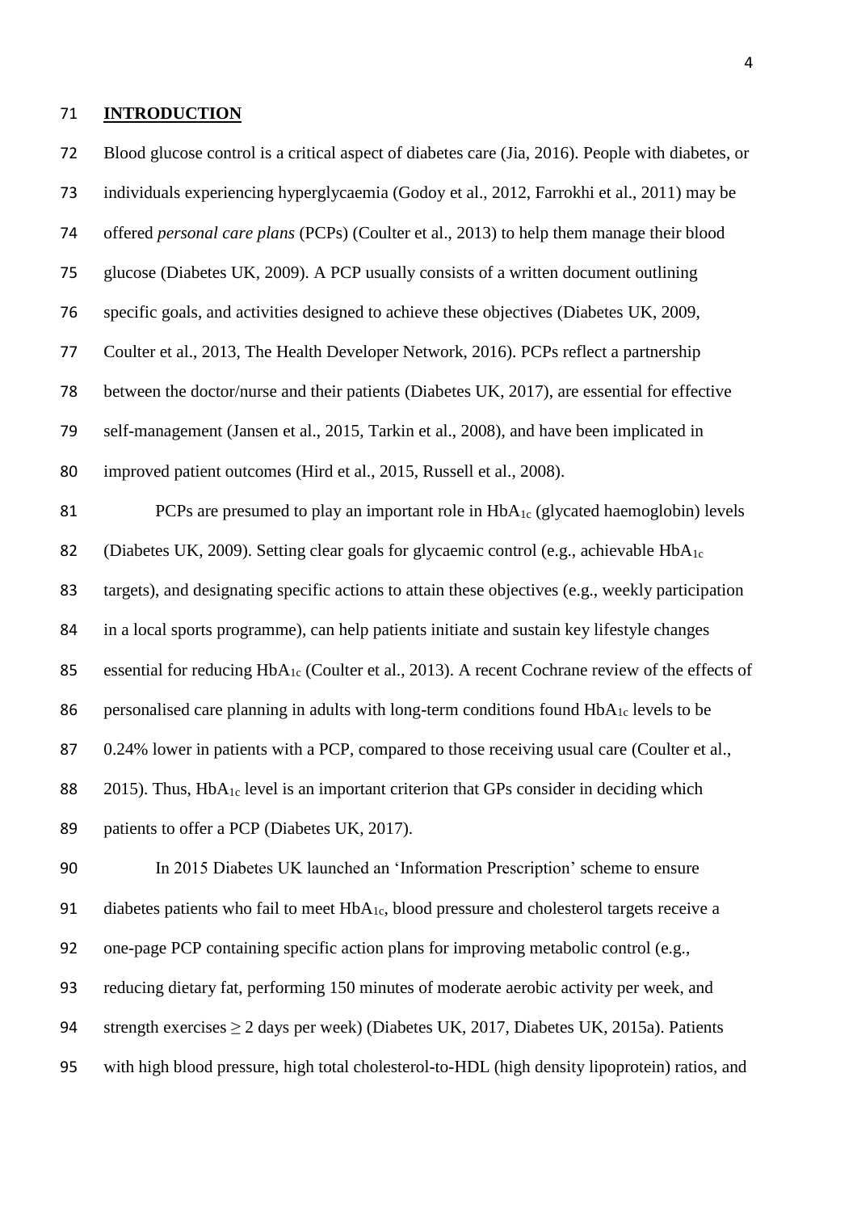## INTRODUCTION

Blood glucose control is a critical aspect of diabetes care (Jia, 2016). People with diabetes, or individuals experiencing hyperglycaemia (Godoy et al., 2012, Farrokhi et al., 2011) may be offered *personal care plans* (PCPs) (Coulter et al., 2013) to help them manage their blood glucose (Diabetes UK, 2009). A PCP usually consists of a written document outlining specific goals, and activities designed to achieve these objectives (Diabetes UK, 2009, Coulter et al., 2013, The Health Developer Network, 2016). PCPs reflect a partnership between the doctor/nurse and their patients (Diabetes UK, 2017), are essential for effective self-management (Jansen et al., 2015, Tarkin et al., 2008), and have been implicated in improved patient outcomes (Hird et al., 2015, Russell et al., 2008).

PCPs are presumed to play an important role in $HbA_{1c}$ (glycated haemoglobin) levels (Diabetes UK, 2009). Setting clear goals for glycaemic control (e.g., achievable $HbA_{1c}$ targets), and designating specific actions to attain these objectives (e.g., weekly participation in a local sports programme), can help patients initiate and sustain key lifestyle changes essential for reducing $HbA_{1c}$ (Coulter et al., 2013). A recent Cochrane review of the effects of personalised care planning in adults with long-term conditions found $HbA_{1c}$ levels to be 0.24% lower in patients with a PCP, compared to those receiving usual care (Coulter et al., 2015). Thus, $HbA_{1c}$ level is an important criterion that GPs consider in deciding which patients to offer a PCP (Diabetes UK, 2017).

In 2015 Diabetes UK launched an 'Information Prescription' scheme to ensure diabetes patients who fail to meet $HbA_{1c}$, blood pressure and cholesterol targets receive a one-page PCP containing specific action plans for improving metabolic control (e.g., reducing dietary fat, performing 150 minutes of moderate aerobic activity per week, and strength exercises $\geq$ 2 days per week) (Diabetes UK, 2017, Diabetes UK, 2015a). Patients with high blood pressure, high total cholesterol-to-HDL (high density lipoprotein) ratios, and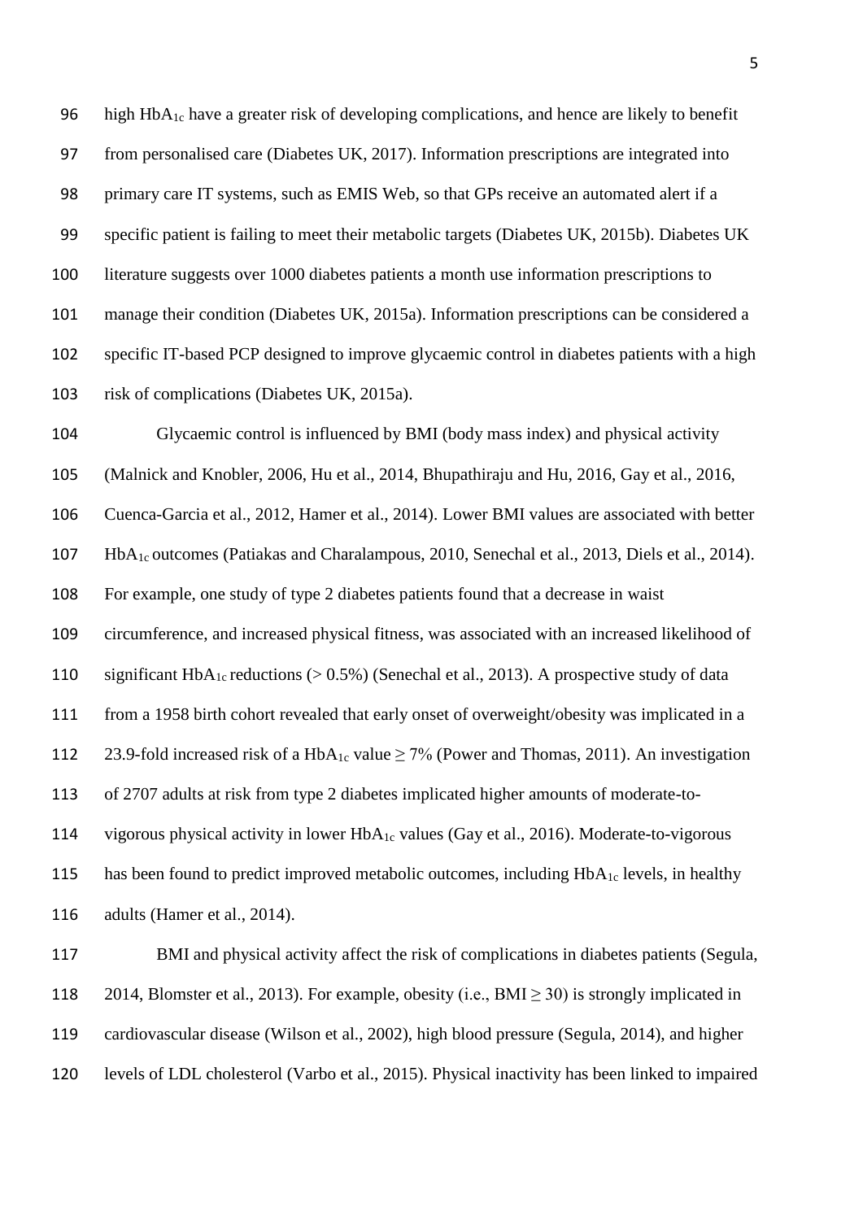high $HbA_{1c}$ have a greater risk of developing complications, and hence are likely to benefit from personalised care (Diabetes UK, 2017). Information prescriptions are integrated into primary care IT systems, such as EMIS Web, so that GPs receive an automated alert if a specific patient is failing to meet their metabolic targets (Diabetes UK, 2015b). Diabetes UK literature suggests over 1000 diabetes patients a month use information prescriptions to manage their condition (Diabetes UK, 2015a). Information prescriptions can be considered a specific IT-based PCP designed to improve glycaemic control in diabetes patients with a high risk of complications (Diabetes UK, 2015a).

Glycaemic control is influenced by BMI (body mass index) and physical activity (Malnick and Knobler, 2006, Hu et al., 2014, Bhupathiraju and Hu, 2016, Gay et al., 2016, Cuenca-Garcia et al., 2012, Hamer et al., 2014). Lower BMI values are associated with better $HbA_{1c}$ outcomes (Patiakas and Charalampous, 2010, Senechal et al., 2013, Diels et al., 2014). For example, one study of type 2 diabetes patients found that a decrease in waist circumference, and increased physical fitness, was associated with an increased likelihood of significant $HbA_{1c}$ reductions ($> 0.5\%$) (Senechal et al., 2013). A prospective study of data from a 1958 birth cohort revealed that early onset of overweight/obesity was implicated in a 23.9-fold increased risk of a $HbA_{1c}$ value $\geq 7\%$ (Power and Thomas, 2011). An investigation of 2707 adults at risk from type 2 diabetes implicated higher amounts of moderate-to-vigorous physical activity in lower $HbA_{1c}$ values (Gay et al., 2016). Moderate-to-vigorous has been found to predict improved metabolic outcomes, including $HbA_{1c}$ levels, in healthy adults (Hamer et al., 2014).

BMI and physical activity affect the risk of complications in diabetes patients (Segula, 2014, Blomster et al., 2013). For example, obesity (i.e., BMI $\geq 30$) is strongly implicated in cardiovascular disease (Wilson et al., 2002), high blood pressure (Segula, 2014), and higher levels of LDL cholesterol (Varbo et al., 2015). Physical inactivity has been linked to impaired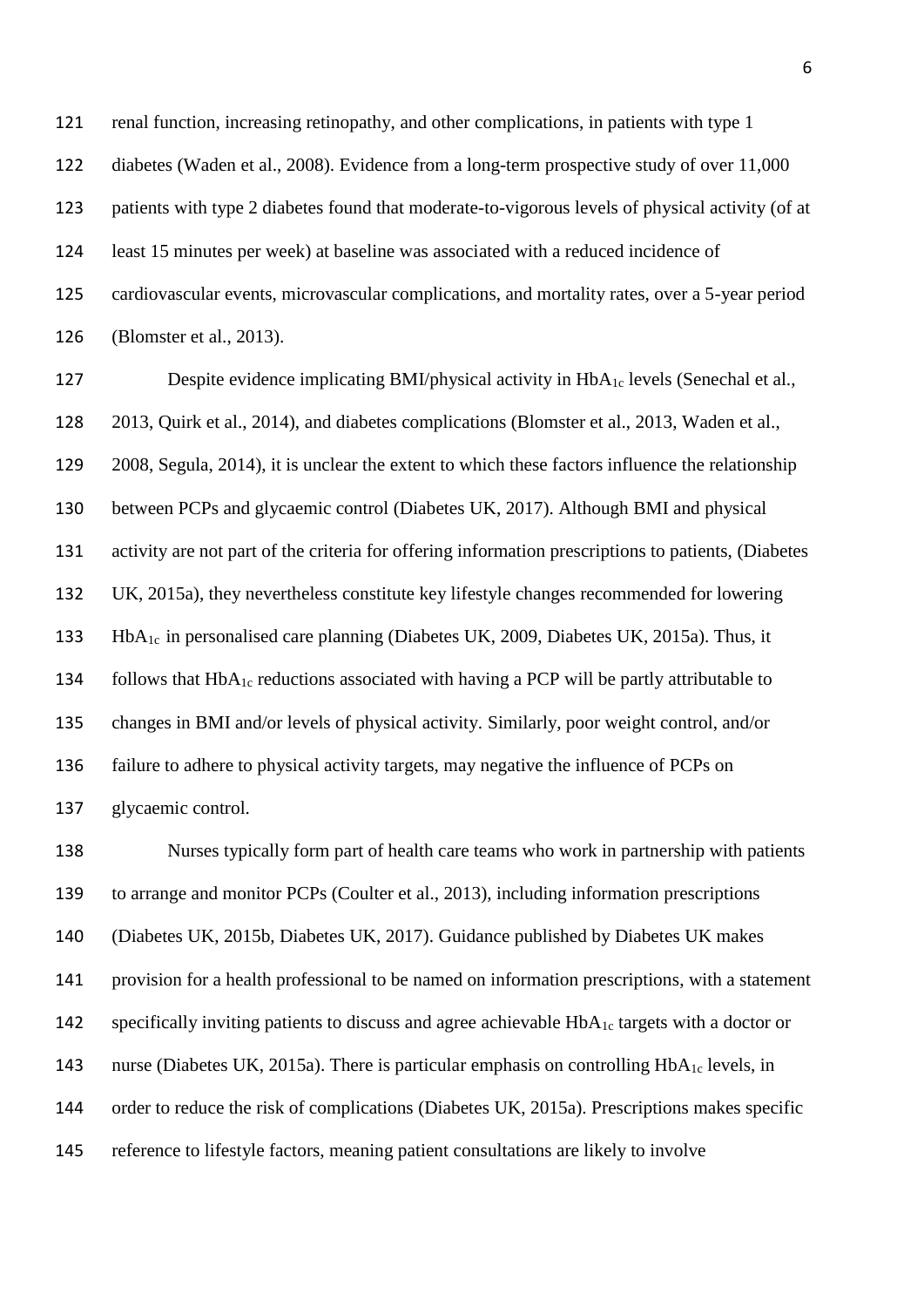renal function, increasing retinopathy, and other complications, in patients with type 1 diabetes (Waden et al., 2008). Evidence from a long-term prospective study of over 11,000 patients with type 2 diabetes found that moderate-to-vigorous levels of physical activity (of at least 15 minutes per week) at baseline was associated with a reduced incidence of cardiovascular events, microvascular complications, and mortality rates, over a 5-year period (Blomster et al., 2013).

Despite evidence implicating BMI/physical activity in $HbA_{1c}$ levels (Senechal et al., 2013, Quirk et al., 2014), and diabetes complications (Blomster et al., 2013, Waden et al., 2008, Segula, 2014), it is unclear the extent to which these factors influence the relationship between PCPs and glycaemic control (Diabetes UK, 2017). Although BMI and physical activity are not part of the criteria for offering information prescriptions to patients, (Diabetes UK, 2015a), they nevertheless constitute key lifestyle changes recommended for lowering $HbA_{1c}$ in personalised care planning (Diabetes UK, 2009, Diabetes UK, 2015a). Thus, it follows that $HbA_{1c}$ reductions associated with having a PCP will be partly attributable to changes in BMI and/or levels of physical activity. Similarly, poor weight control, and/or failure to adhere to physical activity targets, may negative the influence of PCPs on glycaemic control.

Nurses typically form part of health care teams who work in partnership with patients to arrange and monitor PCPs (Coulter et al., 2013), including information prescriptions (Diabetes UK, 2015b, Diabetes UK, 2017). Guidance published by Diabetes UK makes provision for a health professional to be named on information prescriptions, with a statement specifically inviting patients to discuss and agree achievable $HbA_{1c}$ targets with a doctor or nurse (Diabetes UK, 2015a). There is particular emphasis on controlling $HbA_{1c}$ levels, in order to reduce the risk of complications (Diabetes UK, 2015a). Prescriptions makes specific reference to lifestyle factors, meaning patient consultations are likely to involve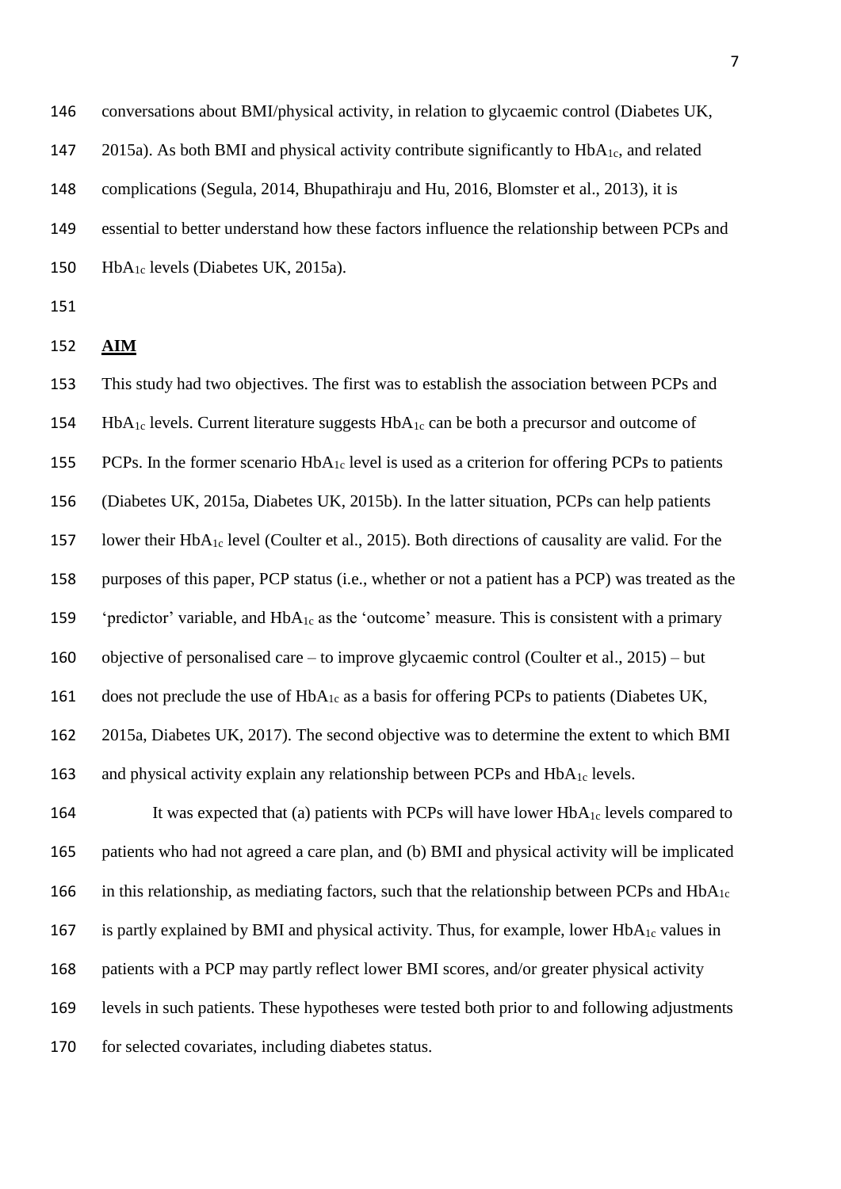conversations about BMI/physical activity, in relation to glycaemic control (Diabetes UK, 2015a). As both BMI and physical activity contribute significantly to $HbA_{1c}$, and related complications (Segula, 2014, Bhupathiraju and Hu, 2016, Blomster et al., 2013), it is essential to better understand how these factors influence the relationship between PCPs and $HbA_{1c}$ levels (Diabetes UK, 2015a).

## **AIM**

This study had two objectives. The first was to establish the association between PCPs and $HbA_{1c}$ levels. Current literature suggests $HbA_{1c}$ can be both a precursor and outcome of PCPs. In the former scenario $HbA_{1c}$ level is used as a criterion for offering PCPs to patients (Diabetes UK, 2015a, Diabetes UK, 2015b). In the latter situation, PCPs can help patients lower their $HbA_{1c}$ level (Coulter et al., 2015). Both directions of causality are valid. For the purposes of this paper, PCP status (i.e., whether or not a patient has a PCP) was treated as the 'predictor' variable, and $HbA_{1c}$ as the 'outcome' measure. This is consistent with a primary objective of personalised care – to improve glycaemic control (Coulter et al., 2015) – but does not preclude the use of $HbA_{1c}$ as a basis for offering PCPs to patients (Diabetes UK, 2015a, Diabetes UK, 2017). The second objective was to determine the extent to which BMI and physical activity explain any relationship between PCPs and $HbA_{1c}$ levels.

It was expected that (a) patients with PCPs will have lower $HbA_{1c}$ levels compared to patients who had not agreed a care plan, and (b) BMI and physical activity will be implicated in this relationship, as mediating factors, such that the relationship between PCPs and $HbA_{1c}$ is partly explained by BMI and physical activity. Thus, for example, lower $HbA_{1c}$ values in patients with a PCP may partly reflect lower BMI scores, and/or greater physical activity levels in such patients. These hypotheses were tested both prior to and following adjustments for selected covariates, including diabetes status.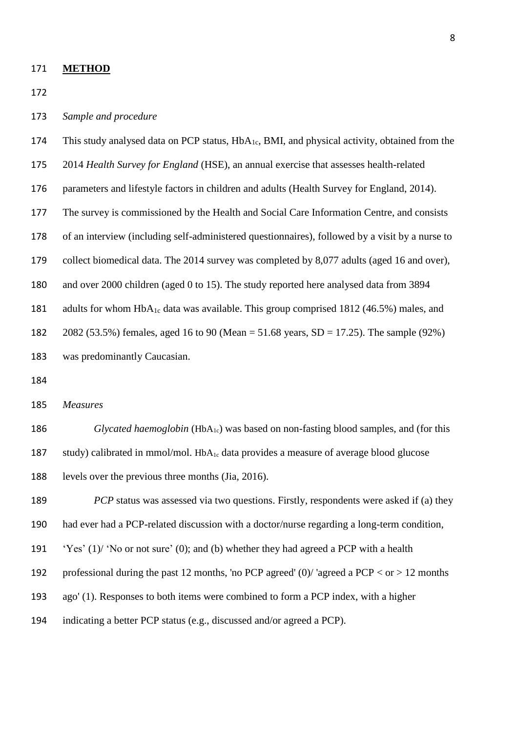## METHOD

*Sample and procedure*

This study analysed data on PCP status, $HbA_{1c}$, BMI, and physical activity, obtained from the 2014 *Health Survey for England* (HSE), an annual exercise that assesses health-related parameters and lifestyle factors in children and adults (Health Survey for England, 2014). The survey is commissioned by the Health and Social Care Information Centre, and consists of an interview (including self-administered questionnaires), followed by a visit by a nurse to collect biomedical data. The 2014 survey was completed by 8,077 adults (aged 16 and over), and over 2000 children (aged 0 to 15). The study reported here analysed data from 3894 adults for whom $HbA_{1c}$ data was available. This group comprised 1812 (46.5%) males, and 2082 (53.5%) females, aged 16 to 90 (Mean = 51.68 years, SD = 17.25). The sample (92%) was predominantly Caucasian.

*Measures*

*Glycated haemoglobin* ($HbA_{1c}$) was based on non-fasting blood samples, and (for this study) calibrated in mmol/mol. $HbA_{1c}$ data provides a measure of average blood glucose levels over the previous three months (Jia, 2016).

*PCP* status was assessed via two questions. Firstly, respondents were asked if (a) they had ever had a PCP-related discussion with a doctor/nurse regarding a long-term condition, 'Yes' (1)/ 'No or not sure' (0); and (b) whether they had agreed a PCP with a health professional during the past 12 months, 'no PCP agreed' (0)/ 'agreed a PCP < or > 12 months ago' (1). Responses to both items were combined to form a PCP index, with a higher indicating a better PCP status (e.g., discussed and/or agreed a PCP).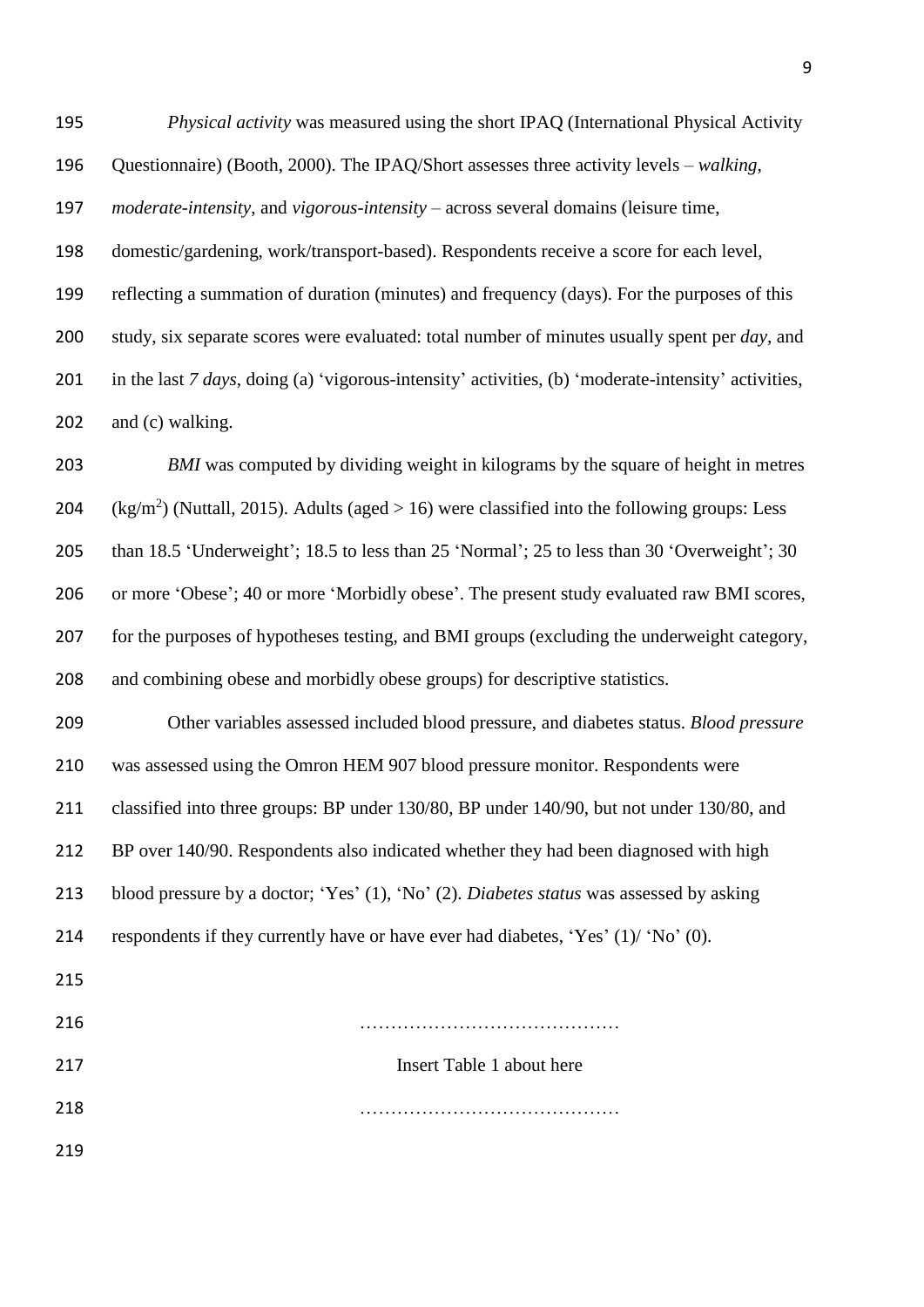*Physical activity* was measured using the short IPAQ (International Physical Activity Questionnaire) (Booth, 2000). The IPAQ/Short assesses three activity levels – *walking*, *moderate-intensity*, and *vigorous-intensity* – across several domains (leisure time, domestic/gardening, work/transport-based). Respondents receive a score for each level, reflecting a summation of duration (minutes) and frequency (days). For the purposes of this study, six separate scores were evaluated: total number of minutes usually spent per *day*, and in the last *7 days*, doing (a) 'vigorous-intensity' activities, (b) 'moderate-intensity' activities, and (c) walking.

*BMI* was computed by dividing weight in kilograms by the square of height in metres ($kg/m^2$) (Nuttall, 2015). Adults (aged > 16) were classified into the following groups: Less than 18.5 'Underweight'; 18.5 to less than 25 'Normal'; 25 to less than 30 'Overweight'; 30 or more 'Obese'; 40 or more 'Morbidly obese'. The present study evaluated raw BMI scores, for the purposes of hypotheses testing, and BMI groups (excluding the underweight category, and combining obese and morbidly obese groups) for descriptive statistics.

Other variables assessed included blood pressure, and diabetes status. *Blood pressure* was assessed using the Omron HEM 907 blood pressure monitor. Respondents were classified into three groups: BP under 130/80, BP under 140/90, but not under 130/80, and BP over 140/90. Respondents also indicated whether they had been diagnosed with high blood pressure by a doctor; 'Yes' (1), 'No' (2). *Diabetes status* was assessed by asking respondents if they currently have or have ever had diabetes, 'Yes' (1)/ 'No' (0).

……………………………………

Insert Table 1 about here

……………………………………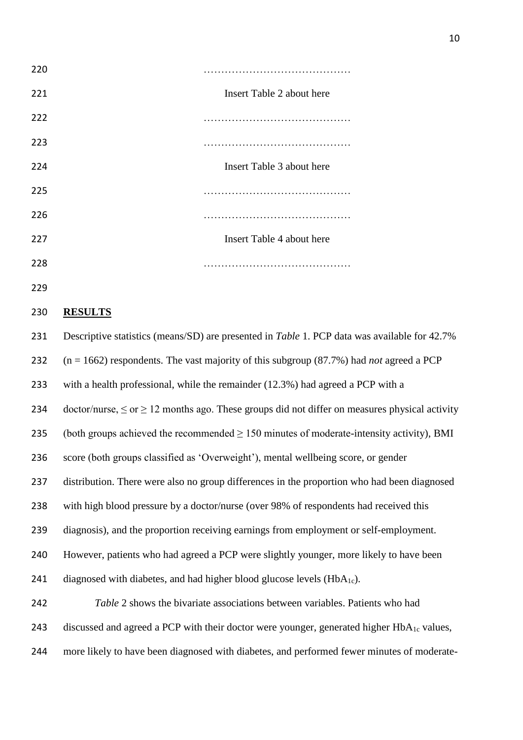…………………………………….

Insert Table 2 about here

…………………………………….

…………………………………….

Insert Table 3 about here

…………………………………….

…………………………………….

Insert Table 4 about here

…………………………………….

## RESULTS

Descriptive statistics (means/SD) are presented in *Table* 1. PCP data was available for 42.7% (n = 1662) respondents. The vast majority of this subgroup (87.7%) had *not* agreed a PCP with a health professional, while the remainder (12.3%) had agreed a PCP with a doctor/nurse, $\leq$ or $\geq$ 12 months ago. These groups did not differ on measures physical activity (both groups achieved the recommended $\geq$ 150 minutes of moderate-intensity activity), BMI score (both groups classified as 'Overweight'), mental wellbeing score, or gender distribution. There were also no group differences in the proportion who had been diagnosed with high blood pressure by a doctor/nurse (over 98% of respondents had received this diagnosis), and the proportion receiving earnings from employment or self-employment. However, patients who had agreed a PCP were slightly younger, more likely to have been diagnosed with diabetes, and had higher blood glucose levels ($HbA_{1c}$).

*Table* 2 shows the bivariate associations between variables. Patients who had discussed and agreed a PCP with their doctor were younger, generated higher $HbA_{1c}$ values, more likely to have been diagnosed with diabetes, and performed fewer minutes of moderate-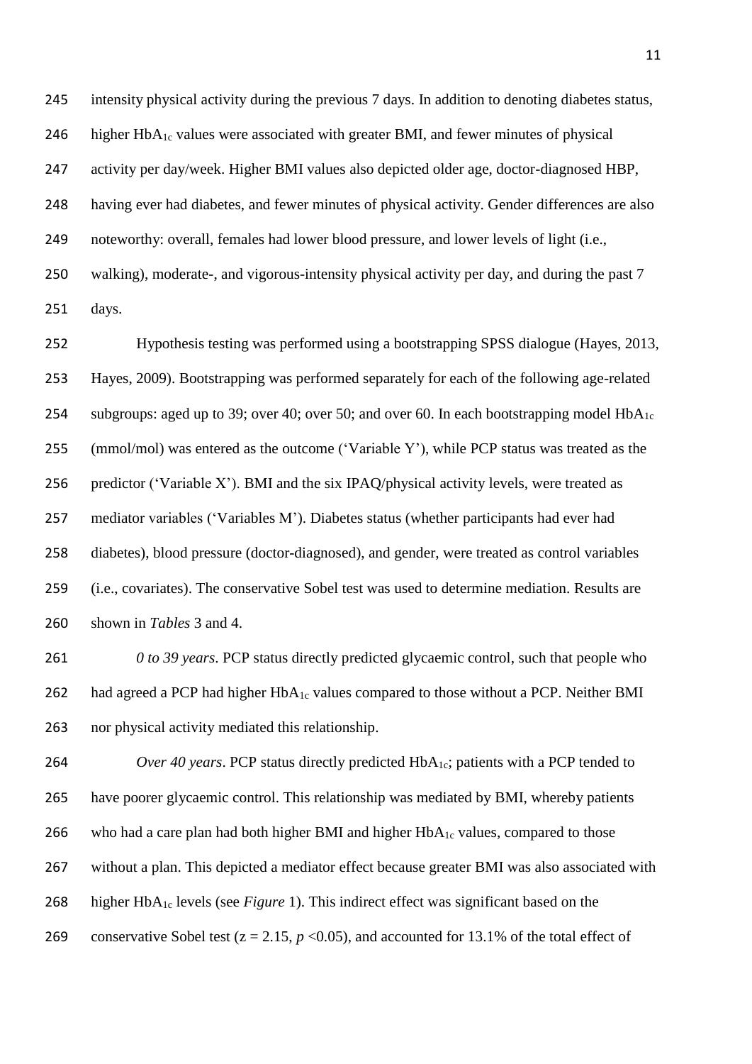intensity physical activity during the previous 7 days. In addition to denoting diabetes status, higher $HbA_{1c}$ values were associated with greater BMI, and fewer minutes of physical activity per day/week. Higher BMI values also depicted older age, doctor-diagnosed HBP, having ever had diabetes, and fewer minutes of physical activity. Gender differences are also noteworthy: overall, females had lower blood pressure, and lower levels of light (i.e., walking), moderate-, and vigorous-intensity physical activity per day, and during the past 7 days.

Hypothesis testing was performed using a bootstrapping SPSS dialogue (Hayes, 2013, Hayes, 2009). Bootstrapping was performed separately for each of the following age-related subgroups: aged up to 39; over 40; over 50; and over 60. In each bootstrapping model $HbA_{1c}$ (mmol/mol) was entered as the outcome ('Variable Y'), while PCP status was treated as the predictor ('Variable X'). BMI and the six IPAQ/physical activity levels, were treated as mediator variables ('Variables M'). Diabetes status (whether participants had ever had diabetes), blood pressure (doctor-diagnosed), and gender, were treated as control variables (i.e., covariates). The conservative Sobel test was used to determine mediation. Results are shown in *Tables* 3 and 4.

*0 to 39 years*. PCP status directly predicted glycaemic control, such that people who had agreed a PCP had higher $HbA_{1c}$ values compared to those without a PCP. Neither BMI nor physical activity mediated this relationship.

*Over 40 years*. PCP status directly predicted $HbA_{1c}$; patients with a PCP tended to have poorer glycaemic control. This relationship was mediated by BMI, whereby patients who had a care plan had both higher BMI and higher $HbA_{1c}$ values, compared to those without a plan. This depicted a mediator effect because greater BMI was also associated with higher $HbA_{1c}$ levels (see *Figure* 1). This indirect effect was significant based on the conservative Sobel test ($z = 2.15$, $p < 0.05$), and accounted for 13.1% of the total effect of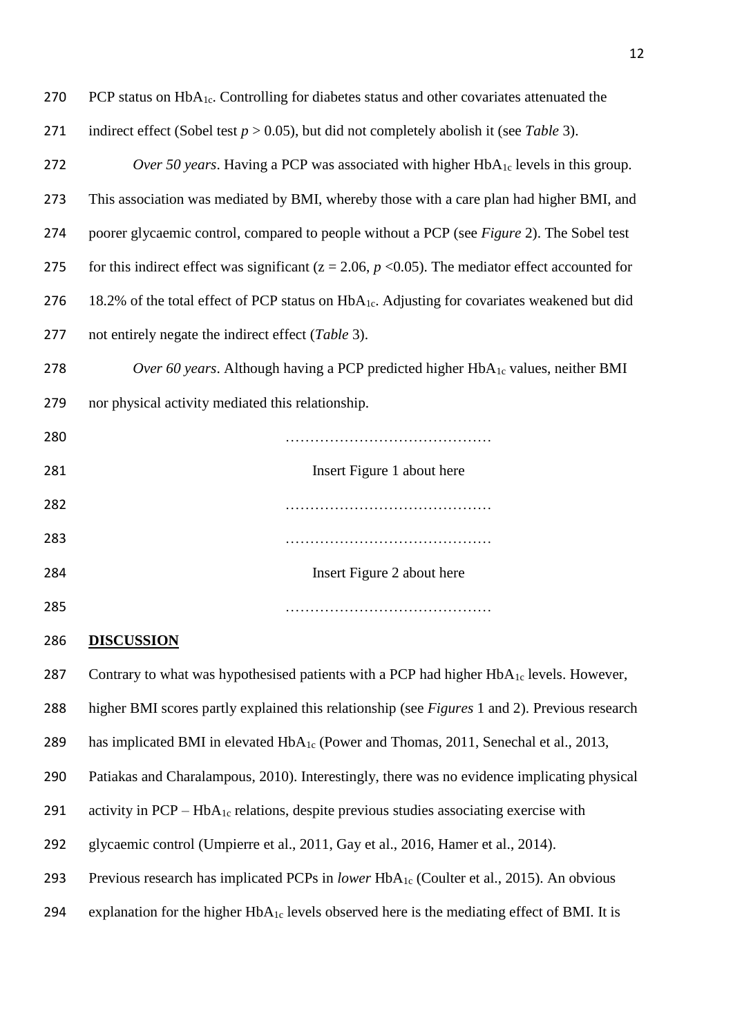PCP status on $HbA_{1c}$. Controlling for diabetes status and other covariates attenuated the indirect effect (Sobel test $p > 0.05$), but did not completely abolish it (see *Table* 3).

*Over 50 years*. Having a PCP was associated with higher $HbA_{1c}$ levels in this group. This association was mediated by BMI, whereby those with a care plan had higher BMI, and poorer glycaemic control, compared to people without a PCP (see *Figure* 2). The Sobel test for this indirect effect was significant ($z = 2.06$, $p < 0.05$). The mediator effect accounted for 18.2% of the total effect of PCP status on $HbA_{1c}$. Adjusting for covariates weakened but did not entirely negate the indirect effect (*Table* 3).

*Over 60 years*. Although having a PCP predicted higher $HbA_{1c}$ values, neither BMI nor physical activity mediated this relationship.

……………………………………

Insert Figure 1 about here

……………………………………

……………………………………

Insert Figure 2 about here

……………………………………

## DISCUSSION

Contrary to what was hypothesised patients with a PCP had higher $HbA_{1c}$ levels. However, higher BMI scores partly explained this relationship (see *Figures* 1 and 2). Previous research has implicated BMI in elevated $HbA_{1c}$ (Power and Thomas, 2011, Senechal et al., 2013, Patiakas and Charalampous, 2010). Interestingly, there was no evidence implicating physical activity in PCP – $HbA_{1c}$ relations, despite previous studies associating exercise with glycaemic control (Umpierre et al., 2011, Gay et al., 2016, Hamer et al., 2014). Previous research has implicated PCPs in *lower* $HbA_{1c}$ (Coulter et al., 2015). An obvious explanation for the higher $HbA_{1c}$ levels observed here is the mediating effect of BMI. It is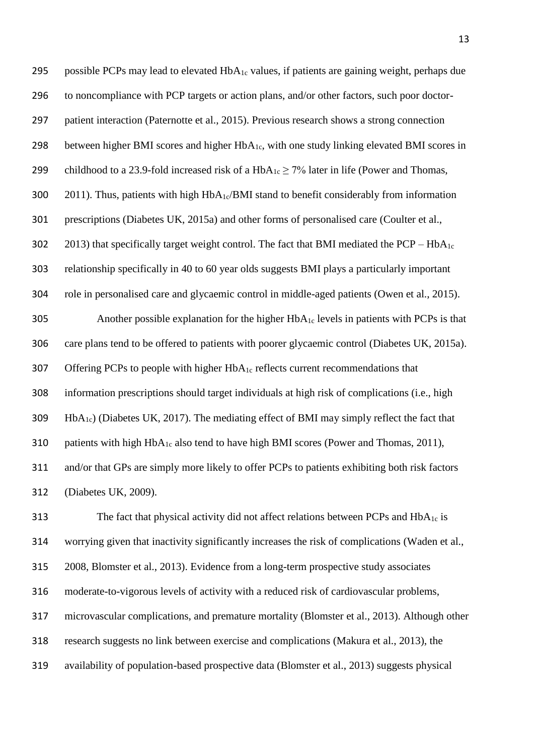possible PCPs may lead to elevated $HbA_{1c}$ values, if patients are gaining weight, perhaps due to noncompliance with PCP targets or action plans, and/or other factors, such poor doctor-patient interaction (Paternotte et al., 2015). Previous research shows a strong connection between higher BMI scores and higher $HbA_{1c}$, with one study linking elevated BMI scores in childhood to a 23.9-fold increased risk of a $HbA_{1c} \geq 7\%$ later in life (Power and Thomas, 2011). Thus, patients with high $HbA_{1c}$/BMI stand to benefit considerably from information prescriptions (Diabetes UK, 2015a) and other forms of personalised care (Coulter et al., 2013) that specifically target weight control. The fact that BMI mediated the PCP – $HbA_{1c}$ relationship specifically in 40 to 60 year olds suggests BMI plays a particularly important role in personalised care and glycaemic control in middle-aged patients (Owen et al., 2015).

Another possible explanation for the higher $HbA_{1c}$ levels in patients with PCPs is that care plans tend to be offered to patients with poorer glycaemic control (Diabetes UK, 2015a). Offering PCPs to people with higher $HbA_{1c}$ reflects current recommendations that information prescriptions should target individuals at high risk of complications (i.e., high $HbA_{1c}$) (Diabetes UK, 2017). The mediating effect of BMI may simply reflect the fact that patients with high $HbA_{1c}$ also tend to have high BMI scores (Power and Thomas, 2011), and/or that GPs are simply more likely to offer PCPs to patients exhibiting both risk factors (Diabetes UK, 2009).

The fact that physical activity did not affect relations between PCPs and $HbA_{1c}$ is worrying given that inactivity significantly increases the risk of complications (Waden et al., 2008, Blomster et al., 2013). Evidence from a long-term prospective study associates moderate-to-vigorous levels of activity with a reduced risk of cardiovascular problems, microvascular complications, and premature mortality (Blomster et al., 2013). Although other research suggests no link between exercise and complications (Makura et al., 2013), the availability of population-based prospective data (Blomster et al., 2013) suggests physical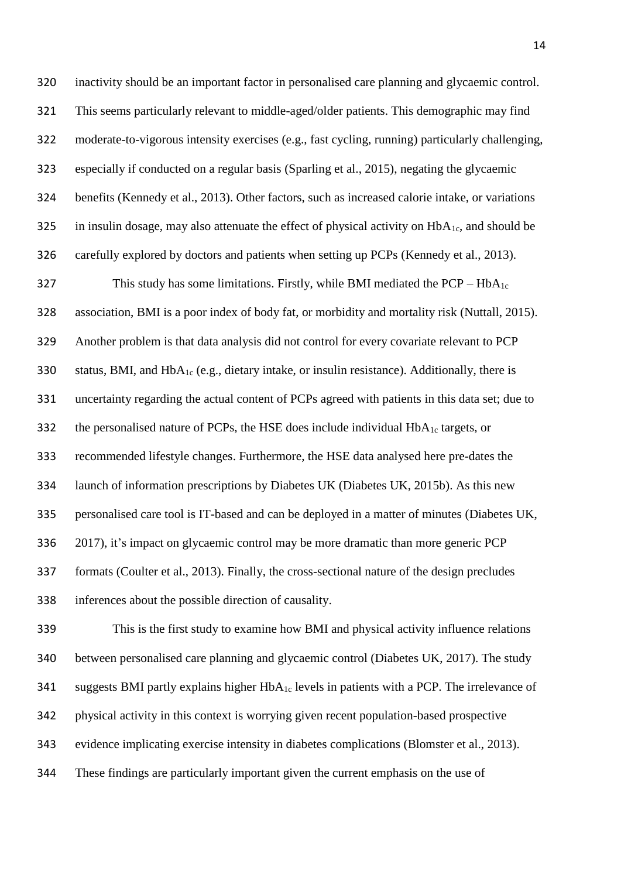inactivity should be an important factor in personalised care planning and glycaemic control. This seems particularly relevant to middle-aged/older patients. This demographic may find moderate-to-vigorous intensity exercises (e.g., fast cycling, running) particularly challenging, especially if conducted on a regular basis (Sparling et al., 2015), negating the glycaemic benefits (Kennedy et al., 2013). Other factors, such as increased calorie intake, or variations in insulin dosage, may also attenuate the effect of physical activity on $HbA_{1c}$, and should be carefully explored by doctors and patients when setting up PCPs (Kennedy et al., 2013).

This study has some limitations. Firstly, while BMI mediated the PCP – $HbA_{1c}$ association, BMI is a poor index of body fat, or morbidity and mortality risk (Nuttall, 2015). Another problem is that data analysis did not control for every covariate relevant to PCP status, BMI, and $HbA_{1c}$ (e.g., dietary intake, or insulin resistance). Additionally, there is uncertainty regarding the actual content of PCPs agreed with patients in this data set; due to the personalised nature of PCPs, the HSE does include individual $HbA_{1c}$ targets, or recommended lifestyle changes. Furthermore, the HSE data analysed here pre-dates the launch of information prescriptions by Diabetes UK (Diabetes UK, 2015b). As this new personalised care tool is IT-based and can be deployed in a matter of minutes (Diabetes UK, 2017), it's impact on glycaemic control may be more dramatic than more generic PCP formats (Coulter et al., 2013). Finally, the cross-sectional nature of the design precludes inferences about the possible direction of causality.

This is the first study to examine how BMI and physical activity influence relations between personalised care planning and glycaemic control (Diabetes UK, 2017). The study suggests BMI partly explains higher $HbA_{1c}$ levels in patients with a PCP. The irrelevance of physical activity in this context is worrying given recent population-based prospective evidence implicating exercise intensity in diabetes complications (Blomster et al., 2013). These findings are particularly important given the current emphasis on the use of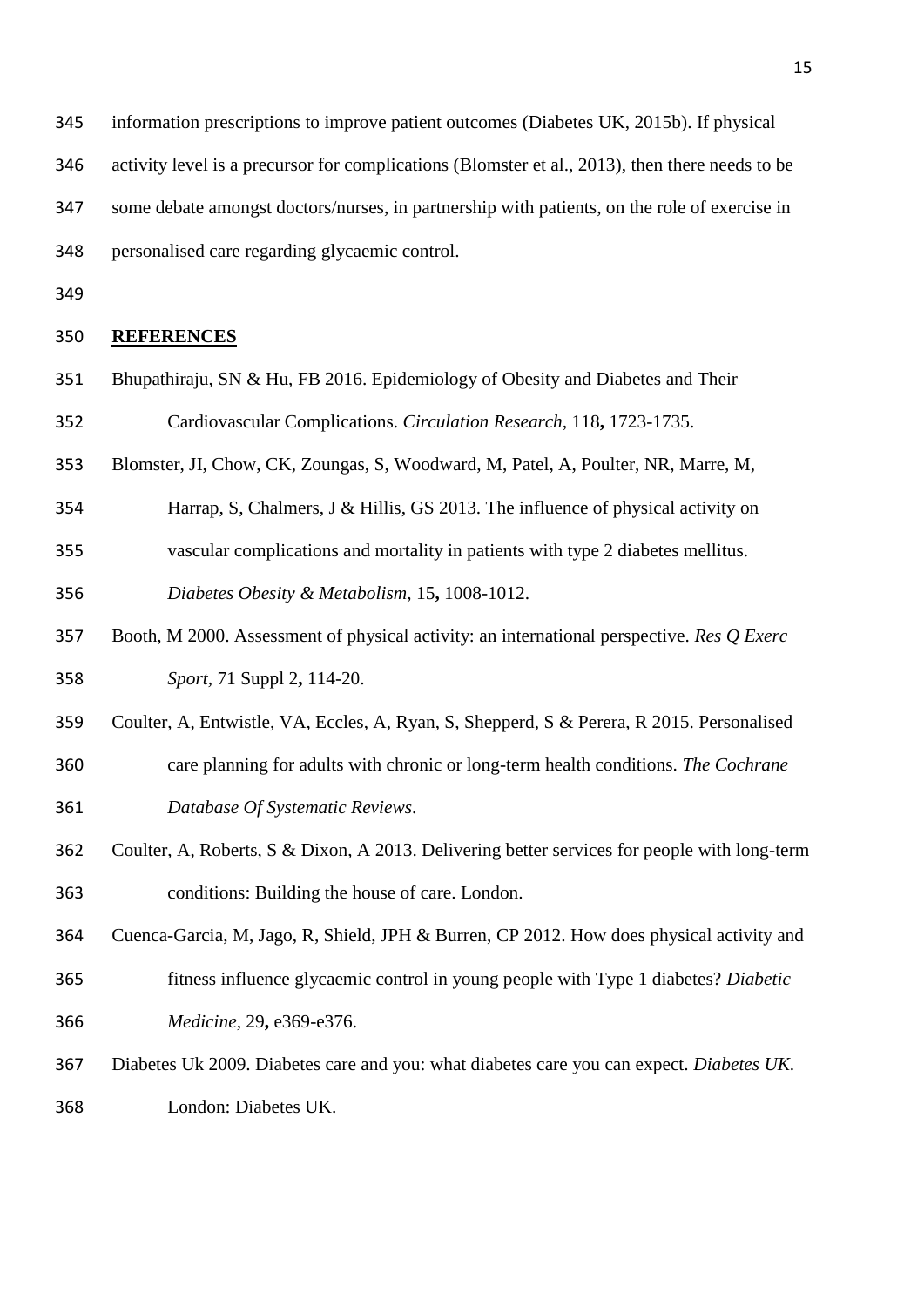information prescriptions to improve patient outcomes (Diabetes UK, 2015b). If physical activity level is a precursor for complications (Blomster et al., 2013), then there needs to be some debate amongst doctors/nurses, in partnership with patients, on the role of exercise in personalised care regarding glycaemic control.

## **REFERENCES**

Bhupathiraju, SN & Hu, FB 2016. Epidemiology of Obesity and Diabetes and Their Cardiovascular Complications. *Circulation Research,* 118**,** 1723-1735.

Blomster, JI, Chow, CK, Zoungas, S, Woodward, M, Patel, A, Poulter, NR, Marre, M, Harrap, S, Chalmers, J & Hillis, GS 2013. The influence of physical activity on vascular complications and mortality in patients with type 2 diabetes mellitus. *Diabetes Obesity & Metabolism,* 15**,** 1008-1012.

Booth, M 2000. Assessment of physical activity: an international perspective. *Res Q Exerc Sport,* 71 Suppl 2**,** 114-20.

Coulter, A, Entwistle, VA, Eccles, A, Ryan, S, Shepperd, S & Perera, R 2015. Personalised care planning for adults with chronic or long-term health conditions. *The Cochrane Database Of Systematic Reviews*.

Coulter, A, Roberts, S & Dixon, A 2013. Delivering better services for people with long-term conditions: Building the house of care. London.

Cuenca-Garcia, M, Jago, R, Shield, JPH & Burren, CP 2012. How does physical activity and fitness influence glycaemic control in young people with Type 1 diabetes? *Diabetic Medicine,* 29**,** e369-e376.

Diabetes Uk 2009. Diabetes care and you: what diabetes care you can expect. *Diabetes UK.* London: Diabetes UK.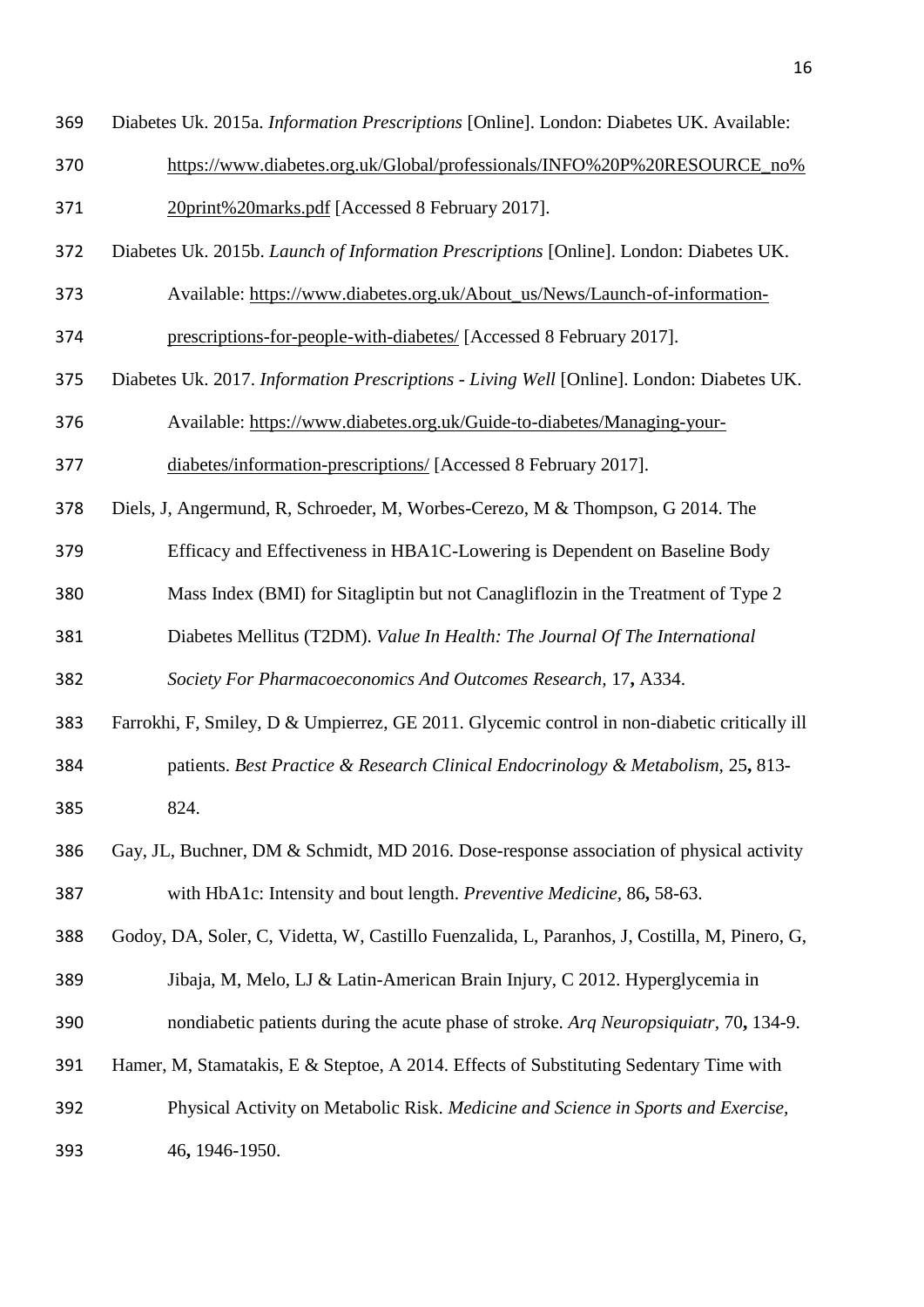Diabetes Uk. 2015a. *Information Prescriptions* [Online]. London: Diabetes UK. Available: https://www.diabetes.org.uk/Global/professionals/INFO%20P%20RESOURCE_no%20print%20marks.pdf [Accessed 8 February 2017].

Diabetes Uk. 2015b. *Launch of Information Prescriptions* [Online]. London: Diabetes UK. Available: https://www.diabetes.org.uk/About_us/News/Launch-of-information-prescriptions-for-people-with-diabetes/ [Accessed 8 February 2017].

Diabetes Uk. 2017. *Information Prescriptions - Living Well* [Online]. London: Diabetes UK. Available: https://www.diabetes.org.uk/Guide-to-diabetes/Managing-your-diabetes/information-prescriptions/ [Accessed 8 February 2017].

Diels, J, Angermund, R, Schroeder, M, Worbes-Cerezo, M & Thompson, G 2014. The Efficacy and Effectiveness in HBA1C-Lowering is Dependent on Baseline Body Mass Index (BMI) for Sitagliptin but not Canagliflozin in the Treatment of Type 2 Diabetes Mellitus (T2DM). *Value In Health: The Journal Of The International Society For Pharmacoeconomics And Outcomes Research,* 17**,** A334.

Farrokhi, F, Smiley, D & Umpierrez, GE 2011. Glycemic control in non-diabetic critically ill patients. *Best Practice & Research Clinical Endocrinology & Metabolism,* 25**,** 813-824.

Gay, JL, Buchner, DM & Schmidt, MD 2016. Dose-response association of physical activity with HbA1c: Intensity and bout length. *Preventive Medicine,* 86**,** 58-63.

Godoy, DA, Soler, C, Videtta, W, Castillo Fuenzalida, L, Paranhos, J, Costilla, M, Pinero, G, Jibaja, M, Melo, LJ & Latin-American Brain Injury, C 2012. Hyperglycemia in nondiabetic patients during the acute phase of stroke. *Arq Neuropsiquiatr,* 70**,** 134-9.

Hamer, M, Stamatakis, E & Steptoe, A 2014. Effects of Substituting Sedentary Time with Physical Activity on Metabolic Risk. *Medicine and Science in Sports and Exercise,* 46**,** 1946-1950.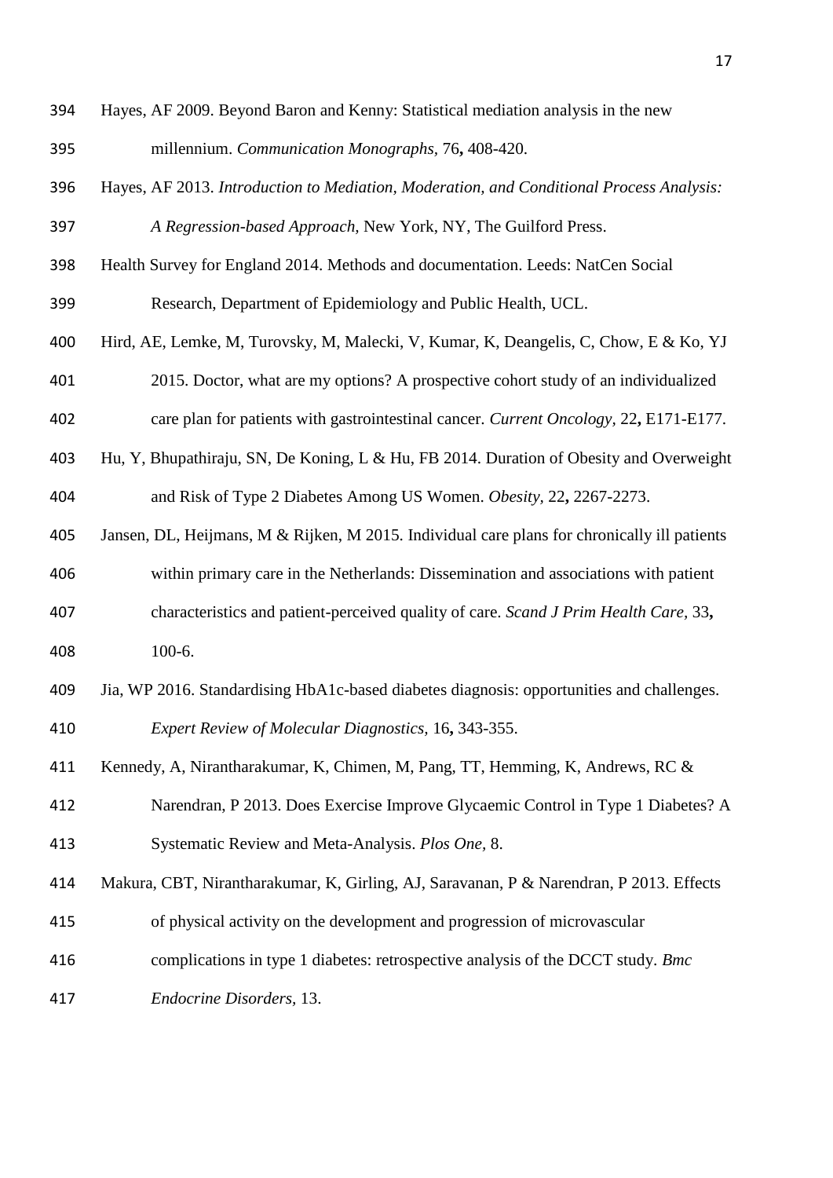Hayes, AF 2009. Beyond Baron and Kenny: Statistical mediation analysis in the new millennium. *Communication Monographs,* 76**,** 408-420.

Hayes, AF 2013. *Introduction to Mediation, Moderation, and Conditional Process Analysis: A Regression-based Approach,* New York, NY, The Guilford Press.

Health Survey for England 2014. Methods and documentation. Leeds: NatCen Social Research, Department of Epidemiology and Public Health, UCL.

Hird, AE, Lemke, M, Turovsky, M, Malecki, V, Kumar, K, Deangelis, C, Chow, E & Ko, YJ 2015. Doctor, what are my options? A prospective cohort study of an individualized care plan for patients with gastrointestinal cancer. *Current Oncology,* 22**,** E171-E177.

Hu, Y, Bhupathiraju, SN, De Koning, L & Hu, FB 2014. Duration of Obesity and Overweight and Risk of Type 2 Diabetes Among US Women. *Obesity,* 22**,** 2267-2273.

Jansen, DL, Heijmans, M & Rijken, M 2015. Individual care plans for chronically ill patients within primary care in the Netherlands: Dissemination and associations with patient characteristics and patient-perceived quality of care. *Scand J Prim Health Care,* 33**,** 100-6.

Jia, WP 2016. Standardising HbA1c-based diabetes diagnosis: opportunities and challenges. *Expert Review of Molecular Diagnostics,* 16**,** 343-355.

Kennedy, A, Nirantharakumar, K, Chimen, M, Pang, TT, Hemming, K, Andrews, RC & Narendran, P 2013. Does Exercise Improve Glycaemic Control in Type 1 Diabetes? A Systematic Review and Meta-Analysis. *Plos One,* 8.

Makura, CBT, Nirantharakumar, K, Girling, AJ, Saravanan, P & Narendran, P 2013. Effects of physical activity on the development and progression of microvascular complications in type 1 diabetes: retrospective analysis of the DCCT study. *Bmc Endocrine Disorders,* 13.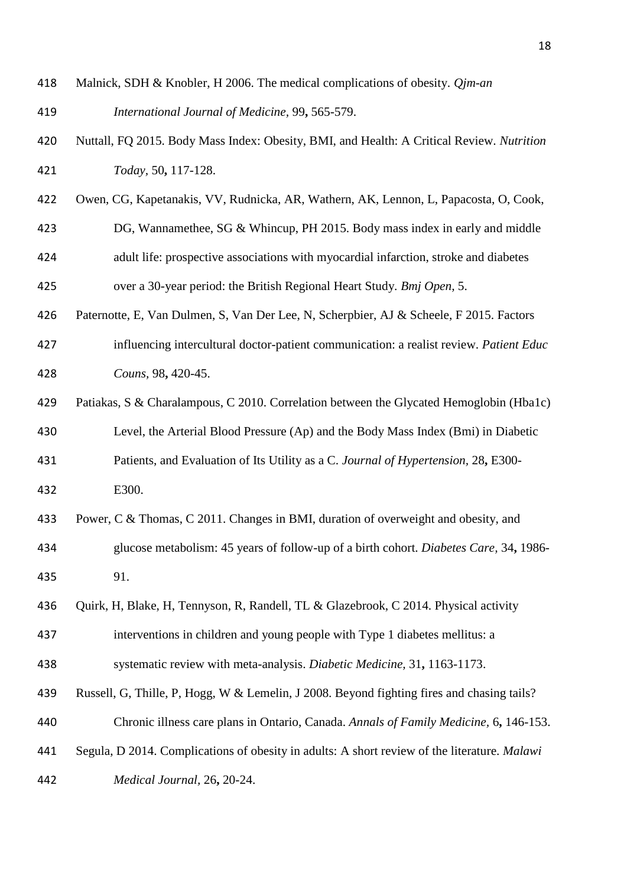Malnick, SDH & Knobler, H 2006. The medical complications of obesity. *Qjm-an International Journal of Medicine,* 99**,** 565-579.

Nuttall, FQ 2015. Body Mass Index: Obesity, BMI, and Health: A Critical Review. *Nutrition Today,* 50**,** 117-128.

Owen, CG, Kapetanakis, VV, Rudnicka, AR, Wathern, AK, Lennon, L, Papacosta, O, Cook, DG, Wannamethee, SG & Whincup, PH 2015. Body mass index in early and middle adult life: prospective associations with myocardial infarction, stroke and diabetes over a 30-year period: the British Regional Heart Study. *Bmj Open,* 5.

Paternotte, E, Van Dulmen, S, Van Der Lee, N, Scherpbier, AJ & Scheele, F 2015. Factors influencing intercultural doctor-patient communication: a realist review. *Patient Educ Couns,* 98**,** 420-45.

Patiakas, S & Charalampous, C 2010. Correlation between the Glycated Hemoglobin (Hba1c) Level, the Arterial Blood Pressure (Ap) and the Body Mass Index (Bmi) in Diabetic Patients, and Evaluation of Its Utility as a C. *Journal of Hypertension,* 28**,** E300-E300.

Power, C & Thomas, C 2011. Changes in BMI, duration of overweight and obesity, and glucose metabolism: 45 years of follow-up of a birth cohort. *Diabetes Care,* 34**,** 1986-91.

Quirk, H, Blake, H, Tennyson, R, Randell, TL & Glazebrook, C 2014. Physical activity interventions in children and young people with Type 1 diabetes mellitus: a systematic review with meta-analysis. *Diabetic Medicine,* 31**,** 1163-1173.

Russell, G, Thille, P, Hogg, W & Lemelin, J 2008. Beyond fighting fires and chasing tails? Chronic illness care plans in Ontario, Canada. *Annals of Family Medicine,* 6**,** 146-153.

Segula, D 2014. Complications of obesity in adults: A short review of the literature. *Malawi Medical Journal,* 26**,** 20-24.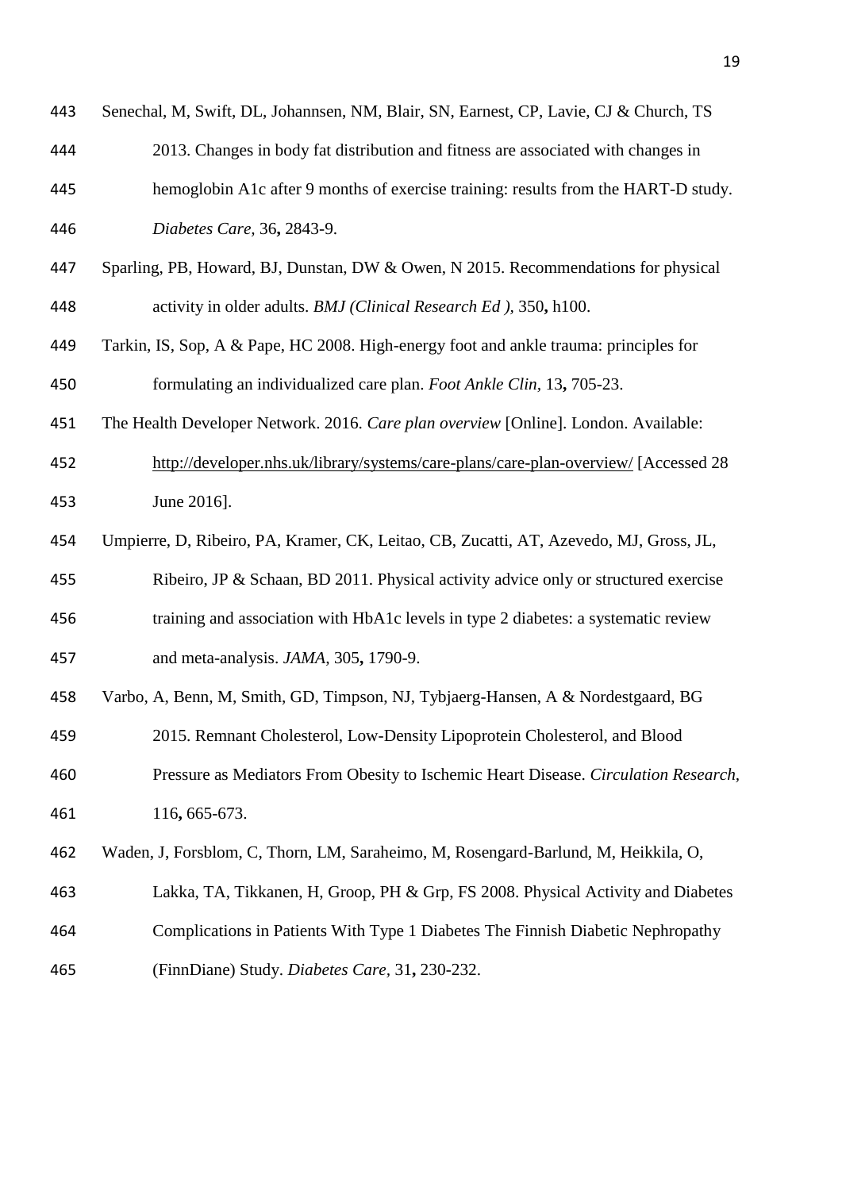Senechal, M, Swift, DL, Johannsen, NM, Blair, SN, Earnest, CP, Lavie, CJ & Church, TS 2013. Changes in body fat distribution and fitness are associated with changes in hemoglobin A1c after 9 months of exercise training: results from the HART-D study. *Diabetes Care,* 36**,** 2843-9.

Sparling, PB, Howard, BJ, Dunstan, DW & Owen, N 2015. Recommendations for physical activity in older adults. *BMJ (Clinical Research Ed ),* 350**,** h100.

Tarkin, IS, Sop, A & Pape, HC 2008. High-energy foot and ankle trauma: principles for formulating an individualized care plan. *Foot Ankle Clin,* 13**,** 705-23.

The Health Developer Network. 2016. *Care plan overview* [Online]. London. Available: http://developer.nhs.uk/library/systems/care-plans/care-plan-overview/ [Accessed 28 June 2016].

Umpierre, D, Ribeiro, PA, Kramer, CK, Leitao, CB, Zucatti, AT, Azevedo, MJ, Gross, JL, Ribeiro, JP & Schaan, BD 2011. Physical activity advice only or structured exercise training and association with HbA1c levels in type 2 diabetes: a systematic review and meta-analysis. *JAMA,* 305**,** 1790-9.

Varbo, A, Benn, M, Smith, GD, Timpson, NJ, Tybjaerg-Hansen, A & Nordestgaard, BG 2015. Remnant Cholesterol, Low-Density Lipoprotein Cholesterol, and Blood Pressure as Mediators From Obesity to Ischemic Heart Disease. *Circulation Research,* 116**,** 665-673.

Waden, J, Forsblom, C, Thorn, LM, Saraheimo, M, Rosengard-Barlund, M, Heikkila, O, Lakka, TA, Tikkanen, H, Groop, PH & Grp, FS 2008. Physical Activity and Diabetes Complications in Patients With Type 1 Diabetes The Finnish Diabetic Nephropathy (FinnDiane) Study. *Diabetes Care,* 31**,** 230-232.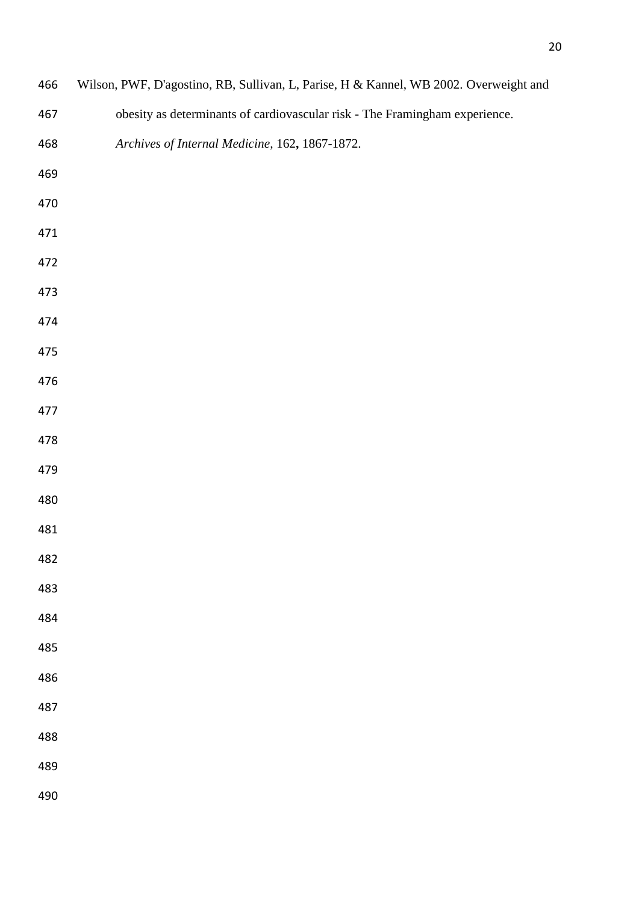Wilson, PWF, D'agostino, RB, Sullivan, L, Parise, H & Kannel, WB 2002. Overweight and obesity as determinants of cardiovascular risk - The Framingham experience. *Archives of Internal Medicine,* 162**,** 1867-1872.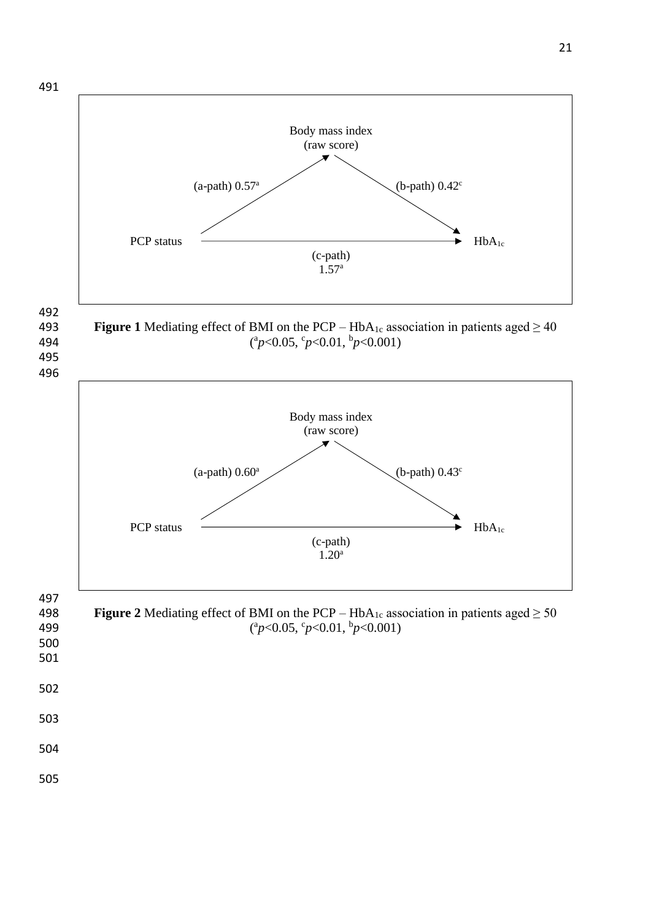Body mass index
(raw score)

(a-path) 0.57[a]

(b-path) 0.42[c]

PCP status

$HbA_{1c}$

(c-path)
1.57[a]

**Figure 1** Mediating effect of BMI on the PCP – $HbA_{1c}$ association in patients aged ≥ 40 ([a]$p$<0.05, [c]$p$<0.01, [b]$p$<0.001)

Body mass index
(raw score)

(a-path) 0.60[a]

(b-path) 0.43[c]

PCP status

$HbA_{1c}$

(c-path)
1.20[a]

**Figure 2** Mediating effect of BMI on the PCP – $HbA_{1c}$ association in patients aged ≥ 50 ([a]$p$<0.05, [c]$p$<0.01, [b]$p$<0.001)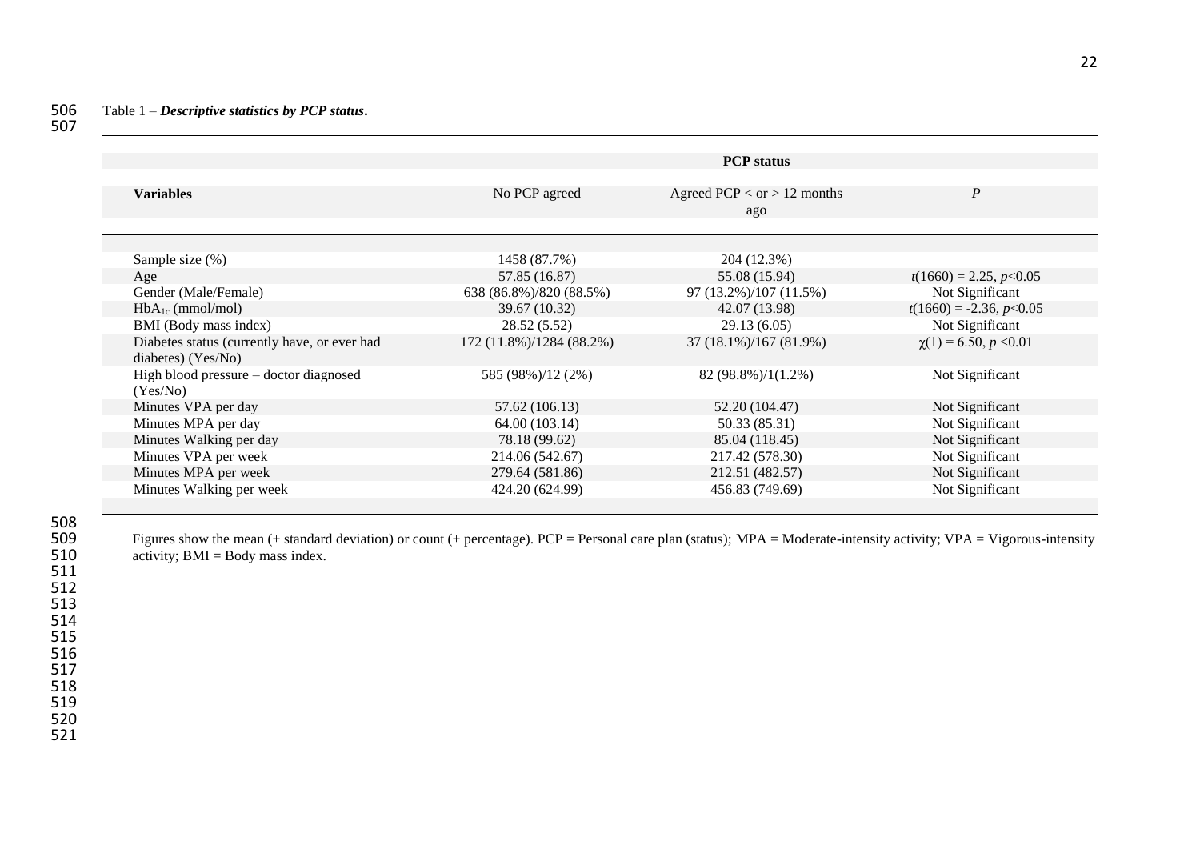Table 1 – ***Descriptive statistics by PCP status*.**

| Variables | No PCP agreed | Agreed PCP < or > 12 months ago | *P* |
|---|---|---|---|
| | **PCP status** | | |
| Sample size (%) | 1458 (87.7%) | 204 (12.3%) | |
| Age | 57.85 (16.87) | 55.08 (15.94) | $t(1660) = 2.25, p<0.05$ |
| Gender (Male/Female) | 638 (86.8%)/820 (88.5%) | 97 (13.2%)/107 (11.5%) | Not Significant |
| $HbA_{1c}$ (mmol/mol) | 39.67 (10.32) | 42.07 (13.98) | $t(1660) = -2.36, p<0.05$ |
| BMI (Body mass index) | 28.52 (5.52) | 29.13 (6.05) | Not Significant |
| Diabetes status (currently have, or ever had diabetes) (Yes/No) | 172 (11.8%)/1284 (88.2%) | 37 (18.1%)/167 (81.9%) | $\chi(1) = 6.50, p < 0.01$ |
| High blood pressure – doctor diagnosed (Yes/No) | 585 (98%)/12 (2%) | 82 (98.8%)/1(1.2%) | Not Significant |
| Minutes VPA per day | 57.62 (106.13) | 52.20 (104.47) | Not Significant |
| Minutes MPA per day | 64.00 (103.14) | 50.33 (85.31) | Not Significant |
| Minutes Walking per day | 78.18 (99.62) | 85.04 (118.45) | Not Significant |
| Minutes VPA per week | 214.06 (542.67) | 217.42 (578.30) | Not Significant |
| Minutes MPA per week | 279.64 (581.86) | 212.51 (482.57) | Not Significant |
| Minutes Walking per week | 424.20 (624.99) | 456.83 (749.69) | Not Significant |

Figures show the mean (+ standard deviation) or count (+ percentage). PCP = Personal care plan (status); MPA = Moderate-intensity activity; VPA = Vigorous-intensity activity; BMI = Body mass index.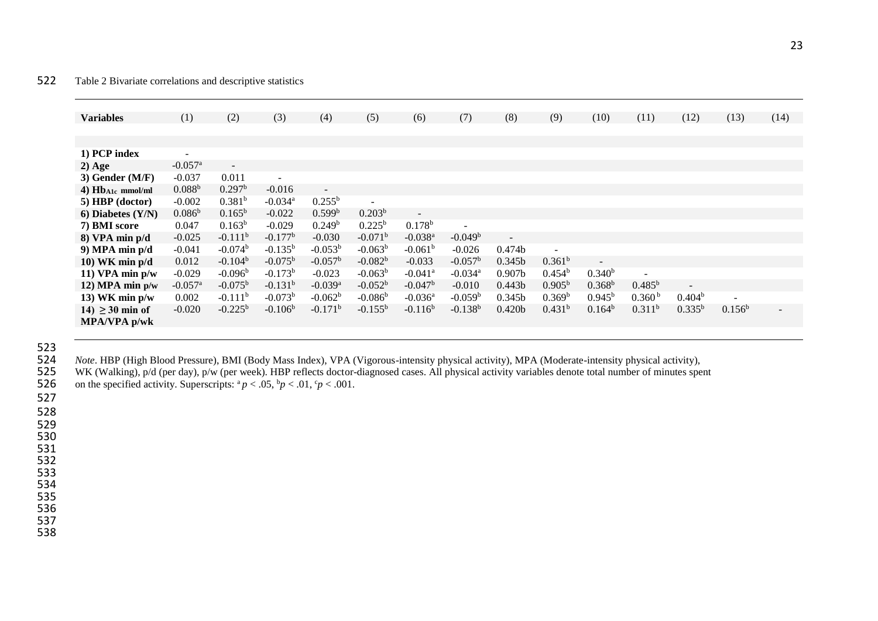Table 2 Bivariate correlations and descriptive statistics

| Variables | (1) | (2) | (3) | (4) | (5) | (6) | (7) | (8) | (9) | (10) | (11) | (12) | (13) | (14) |
|---|---|---|---|---|---|---|---|---|---|---|---|---|---|---|
| **1) PCP index** | - | | | | | | | | | | | | | |
| **2) Age** | -0.057[a] | - | | | | | | | | | | | | |
| **3) Gender (M/F)** | -0.037 | 0.011 | - | | | | | | | | | | | |
| **4) $Hb_{A1c}$ mmol/ml** | 0.088[b] | 0.297[b] | -0.016 | - | | | | | | | | | | |
| **5) HBP (doctor)** | -0.002 | 0.381[b] | -0.034[a] | 0.255[b] | - | | | | | | | | | |
| **6) Diabetes (Y/N)** | 0.086[b] | 0.165[b] | -0.022 | 0.599[b] | 0.203[b] | - | | | | | | | | |
| **7) BMI score** | 0.047 | 0.163[b] | -0.029 | 0.249[b] | 0.225[b] | 0.178[b] | - | | | | | | | |
| **8) VPA min p/d** | -0.025 | -0.111[b] | -0.177[b] | -0.030 | -0.071[b] | -0.038[a] | -0.049[b] | - | | | | | | |
| **9) MPA min p/d** | -0.041 | -0.074[b] | -0.135[b] | -0.053[b] | -0.063[b] | -0.061[b] | -0.026 | 0.474b | - | | | | | |
| **10) WK min p/d** | 0.012 | -0.104[b] | -0.075[b] | -0.057[b] | -0.082[b] | -0.033 | -0.057[b] | 0.345b | 0.361[b] | - | | | | |
| **11) VPA min p/w** | -0.029 | -0.096[b] | -0.173[b] | -0.023 | -0.063[b] | -0.041[a] | -0.034[a] | 0.907b | 0.454[b] | 0.340[b] | - | | | |
| **12) MPA min p/w** | -0.057[a] | -0.075[b] | -0.131[b] | -0.039[a] | -0.052[b] | -0.047[b] | -0.010 | 0.443b | 0.905[b] | 0.368[b] | 0.485[b] | - | | |
| **13) WK min p/w** | 0.002 | -0.111[b] | -0.073[b] | -0.062[b] | -0.086[b] | -0.036[a] | -0.059[b] | 0.345b | 0.369[b] | 0.945[b] | 0.360[b] | 0.404[b] | - | |
| **14) ≥ 30 min of MPA/VPA p/wk** | -0.020 | -0.225[b] | -0.106[b] | -0.171[b] | -0.155[b] | -0.116[b] | -0.138[b] | 0.420b | 0.431[b] | 0.164[b] | 0.311[b] | 0.335[b] | 0.156[b] | - |

*Note*. HBP (High Blood Pressure), BMI (Body Mass Index), VPA (Vigorous-intensity physical activity), MPA (Moderate-intensity physical activity), WK (Walking), p/d (per day), p/w (per week). HBP reflects doctor-diagnosed cases. All physical activity variables denote total number of minutes spent on the specified activity. Superscripts: [a] $p < .05$, [b] $p < .01$, [c] $p < .001$.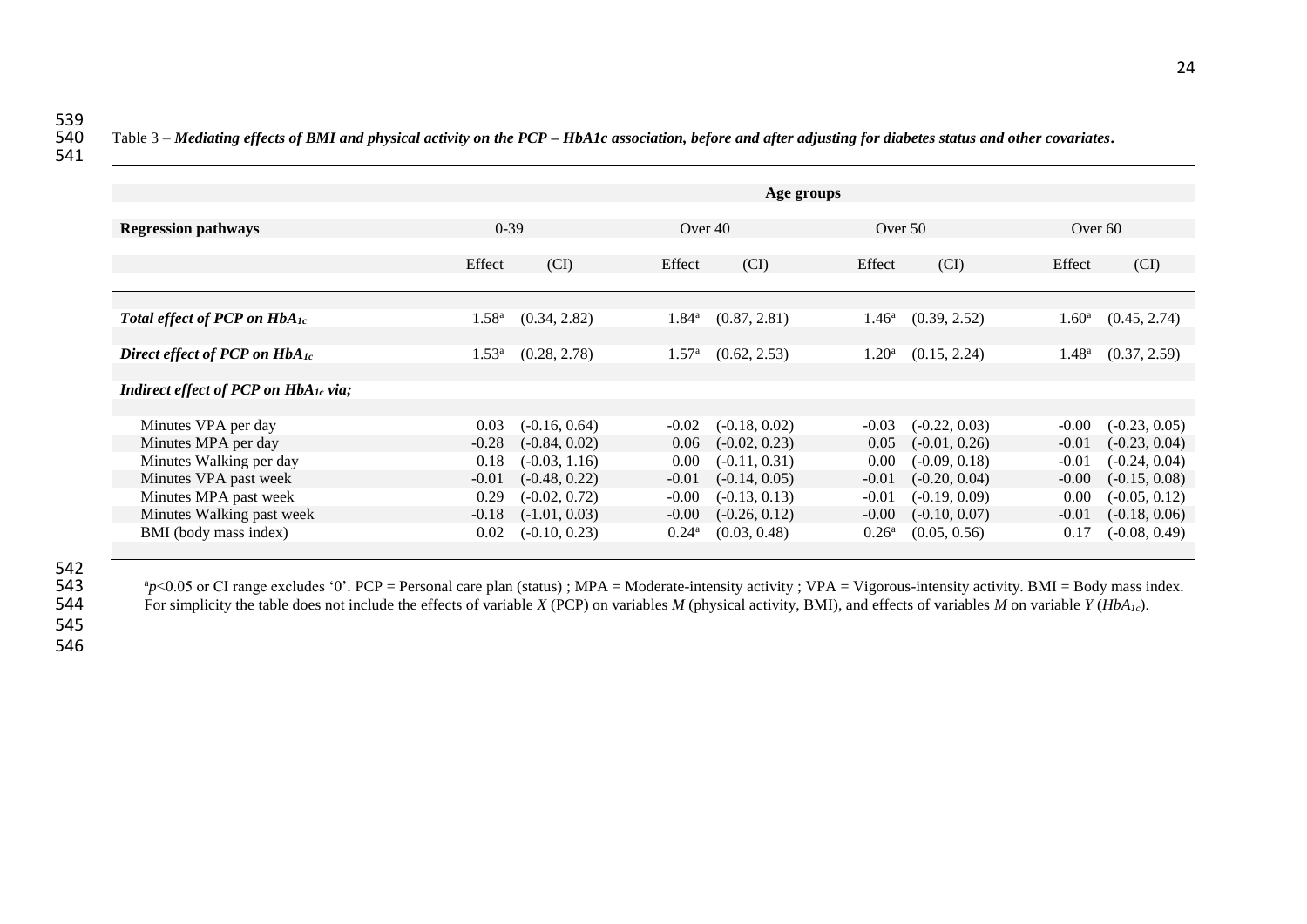Table 3 – ***Mediating effects of BMI and physical activity on the PCP – HbA1c association, before and after adjusting for diabetes status and other covariates*.**

| | Age groups | | | | | | | |
|---|---|---|---|---|---|---|---|---|
| **Regression pathways** | 0-39 | | Over 40 | | Over 50 | | Over 60 | |
| | Effect | (CI) | Effect | (CI) | Effect | (CI) | Effect | (CI) |
| ***Total effect of PCP on $HbA_{1c}$*** | 1.58[a] | (0.34, 2.82) | 1.84[a] | (0.87, 2.81) | 1.46[a] | (0.39, 2.52) | 1.60[a] | (0.45, 2.74) |
| ***Direct effect of PCP on $HbA_{1c}$*** | 1.53[a] | (0.28, 2.78) | 1.57[a] | (0.62, 2.53) | 1.20[a] | (0.15, 2.24) | 1.48[a] | (0.37, 2.59) |
| ***Indirect effect of PCP on $HbA_{1c}$ via;*** | | | | | | | | |
| Minutes VPA per day | 0.03 | (-0.16, 0.64) | -0.02 | (-0.18, 0.02) | -0.03 | (-0.22, 0.03) | -0.00 | (-0.23, 0.05) |
| Minutes MPA per day | -0.28 | (-0.84, 0.02) | 0.06 | (-0.02, 0.23) | 0.05 | (-0.01, 0.26) | -0.01 | (-0.23, 0.04) |
| Minutes Walking per day | 0.18 | (-0.03, 1.16) | 0.00 | (-0.11, 0.31) | 0.00 | (-0.09, 0.18) | -0.01 | (-0.24, 0.04) |
| Minutes VPA past week | -0.01 | (-0.48, 0.22) | -0.01 | (-0.14, 0.05) | -0.01 | (-0.20, 0.04) | -0.00 | (-0.15, 0.08) |
| Minutes MPA past week | 0.29 | (-0.02, 0.72) | -0.00 | (-0.13, 0.13) | -0.01 | (-0.19, 0.09) | 0.00 | (-0.05, 0.12) |
| Minutes Walking past week | -0.18 | (-1.01, 0.03) | -0.00 | (-0.26, 0.12) | -0.00 | (-0.10, 0.07) | -0.01 | (-0.18, 0.06) |
| BMI (body mass index) | 0.02 | (-0.10, 0.23) | 0.24[a] | (0.03, 0.48) | 0.26[a] | (0.05, 0.56) | 0.17 | (-0.08, 0.49) |

[a]$p<0.05$ or CI range excludes '0'. PCP = Personal care plan (status) ; MPA = Moderate-intensity activity ; VPA = Vigorous-intensity activity. BMI = Body mass index. For simplicity the table does not include the effects of variable *X* (PCP) on variables *M* (physical activity, BMI), and effects of variables *M* on variable *Y* ($HbA_{1c}$).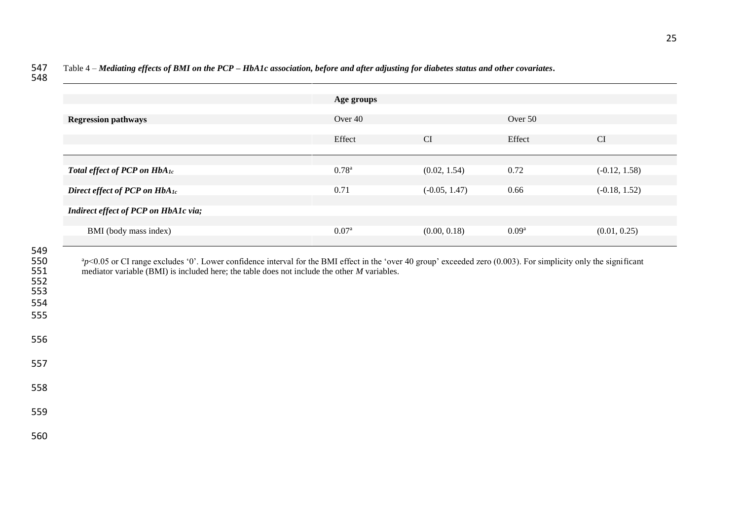Table 4 – ***Mediating effects of BMI on the PCP – HbA1c association, before and after adjusting for diabetes status and other covariates*.**

| | **Age groups** | | | |
|---|---|---|---|---|
| **Regression pathways** | Over 40 | | Over 50 | |
| | Effect | CI | Effect | CI |
| ***Total effect of PCP on $HbA_{1c}$*** | 0.78[a] | (0.02, 1.54) | 0.72 | (-0.12, 1.58) |
| ***Direct effect of PCP on $HbA_{1c}$*** | 0.71 | (-0.05, 1.47) | 0.66 | (-0.18, 1.52) |
| ***Indirect effect of PCP on HbA1c via;*** | | | | |
| BMI (body mass index) | 0.07[a] | (0.00, 0.18) | 0.09[a] | (0.01, 0.25) |

[a]$p<0.05$ or CI range excludes '0'. Lower confidence interval for the BMI effect in the 'over 40 group' exceeded zero (0.003). For simplicity only the significant mediator variable (BMI) is included here; the table does not include the other *M* variables.